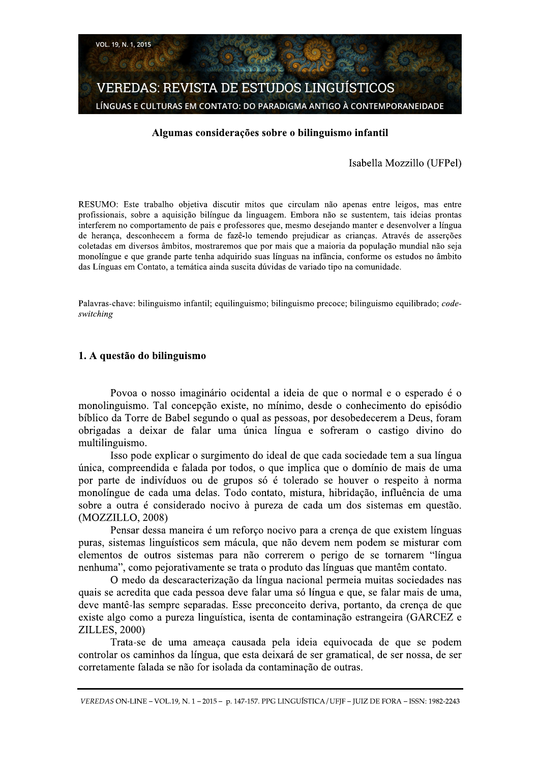# Algumas considerações sobre o bilinguismo infantil

Isabella Mozzillo (UFPel)

RESUMO: Este trabalho objetiva discutir mitos que circulam não apenas entre leigos, mas entre profissionais, sobre a aquisição bilíngue da linguagem. Embora não se sustentem, tais ideias prontas interferem no comportamento de pais e professores que, mesmo desejando manter e desenvolver a língua de herança, desconhecem a forma de fazê-lo temendo prejudicar as crianças. Através de asserções coletadas em diversos âmbitos, mostraremos que por mais que a maioria da população mundial não seja monolíngue e que grande parte tenha adquirido suas línguas na infância, conforme os estudos no âmbito das Línguas em Contato, a temática ainda suscita dúvidas de variado tipo na comunidade.

Palavras-chave: bilinguismo infantil; equilinguismo; bilinguismo precoce; bilinguismo equilibrado; *code-switching*

## 1. A questão do bilinguismo

Povoa o nosso imaginário ocidental a ideia de que o normal e o esperado é o monolinguismo. Tal concepção existe, no mínimo, desde o conhecimento do episódio bíblico da Torre de Babel segundo o qual as pessoas, por desobedecerem a Deus, foram obrigadas a deixar de falar uma única língua e sofreram o castigo divino do multilinguismo.

Isso pode explicar o surgimento do ideal de que cada sociedade tem a sua língua única, compreendida e falada por todos, o que implica que o domínio de mais de uma por parte de indivíduos ou de grupos só é tolerado se houver o respeito à norma monolíngue de cada uma delas. Todo contato, mistura, hibridação, influência de uma sobre a outra é considerado nocivo à pureza de cada um dos sistemas em questão. (MOZZILLO, 2008)

Pensar dessa maneira é um reforço nocivo para a crença de que existem línguas puras, sistemas linguísticos sem mácula, que não devem nem podem se misturar com elementos de outros sistemas para não correrem o perigo de se tornarem "língua nenhuma", como pejorativamente se trata o produto das línguas que mantêm contato.

O medo da descaracterização da língua nacional permeia muitas sociedades nas quais se acredita que cada pessoa deve falar uma só língua e que, se falar mais de uma, deve mantê-las sempre separadas. Esse preconceito deriva, portanto, da crença de que existe algo como a pureza linguística, isenta de contaminação estrangeira (GARCEZ e ZILLES, 2000)

Trata-se de uma ameaça causada pela ideia equivocada de que se podem controlar os caminhos da língua, que esta deixará de ser gramatical, de ser nossa, de ser corretamente falada se não for isolada da contaminação de outras.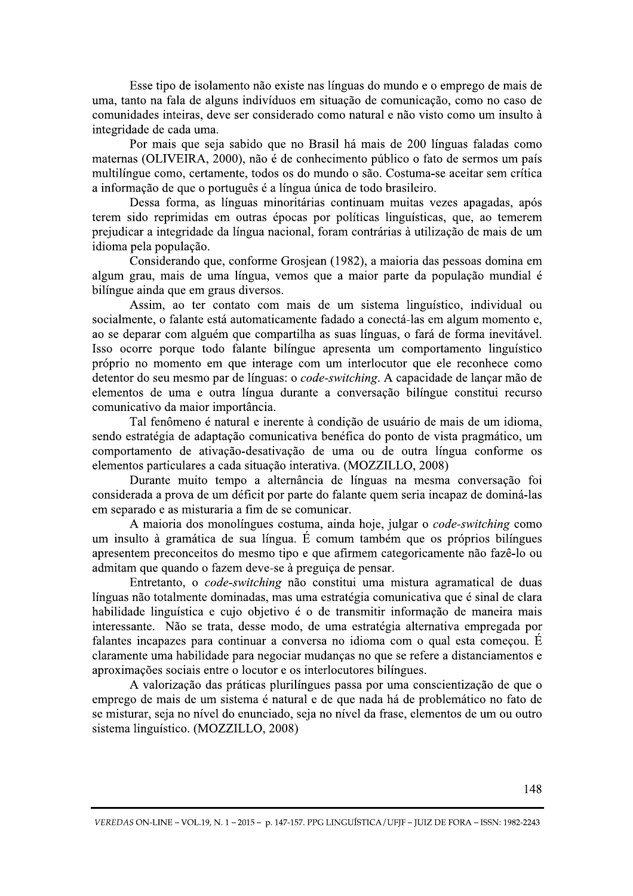Esse tipo de isolamento não existe nas línguas do mundo e o emprego de mais de uma, tanto na fala de alguns indivíduos em situação de comunicação, como no caso de comunidades inteiras, deve ser considerado como natural e não visto como um insulto à integridade de cada uma.

Por mais que seja sabido que no Brasil há mais de 200 línguas faladas como maternas (OLIVEIRA, 2000), não é de conhecimento público o fato de sermos um país multilíngue como, certamente, todos os do mundo o são. Costuma-se aceitar sem crítica a informação de que o português é a língua única de todo brasileiro.

Dessa forma, as línguas minoritárias continuam muitas vezes apagadas, após terem sido reprimidas em outras épocas por políticas linguísticas, que, ao temerem prejudicar a integridade da língua nacional, foram contrárias à utilização de mais de um idioma pela população.

Considerando que, conforme Grosjean (1982), a maioria das pessoas domina em algum grau, mais de uma língua, vemos que a maior parte da população mundial é bilíngue ainda que em graus diversos.

Assim, ao ter contato com mais de um sistema linguístico, individual ou socialmente, o falante está automaticamente fadado a conectá-las em algum momento e, ao se deparar com alguém que compartilha as suas línguas, o fará de forma inevitável. Isso ocorre porque todo falante bilíngue apresenta um comportamento linguístico próprio no momento em que interage com um interlocutor que ele reconhece como detentor do seu mesmo par de línguas: o *code-switching*. A capacidade de lançar mão de elementos de uma e outra língua durante a conversação bilíngue constitui recurso comunicativo da maior importância.

Tal fenômeno é natural e inerente à condição de usuário de mais de um idioma, sendo estratégia de adaptação comunicativa benéfica do ponto de vista pragmático, um comportamento de ativação-desativação de uma ou de outra língua conforme os elementos particulares a cada situação interativa. (MOZZILLO, 2008)

Durante muito tempo a alternância de línguas na mesma conversação foi considerada a prova de um déficit por parte do falante quem seria incapaz de dominá-las em separado e as misturaria a fim de se comunicar.

A maioria dos monolíngues costuma, ainda hoje, julgar o *code-switching* como um insulto à gramática de sua língua. É comum também que os próprios bilíngues apresentem preconceitos do mesmo tipo e que afirmem categoricamente não fazê-lo ou admitam que quando o fazem deve-se à preguiça de pensar.

Entretanto, o *code-switching* não constitui uma mistura agramatical de duas línguas não totalmente dominadas, mas uma estratégia comunicativa que é sinal de clara habilidade linguística e cujo objetivo é o de transmitir informação de maneira mais interessante. Não se trata, desse modo, de uma estratégia alternativa empregada por falantes incapazes para continuar a conversa no idioma com o qual esta começou. É claramente uma habilidade para negociar mudanças no que se refere a distanciamentos e aproximações sociais entre o locutor e os interlocutores bilíngues.

A valorização das práticas plurilíngues passa por uma conscientização de que o emprego de mais de um sistema é natural e de que nada há de problemático no fato de se misturar, seja no nível do enunciado, seja no nível da frase, elementos de um ou outro sistema linguístico. (MOZZILLO, 2008)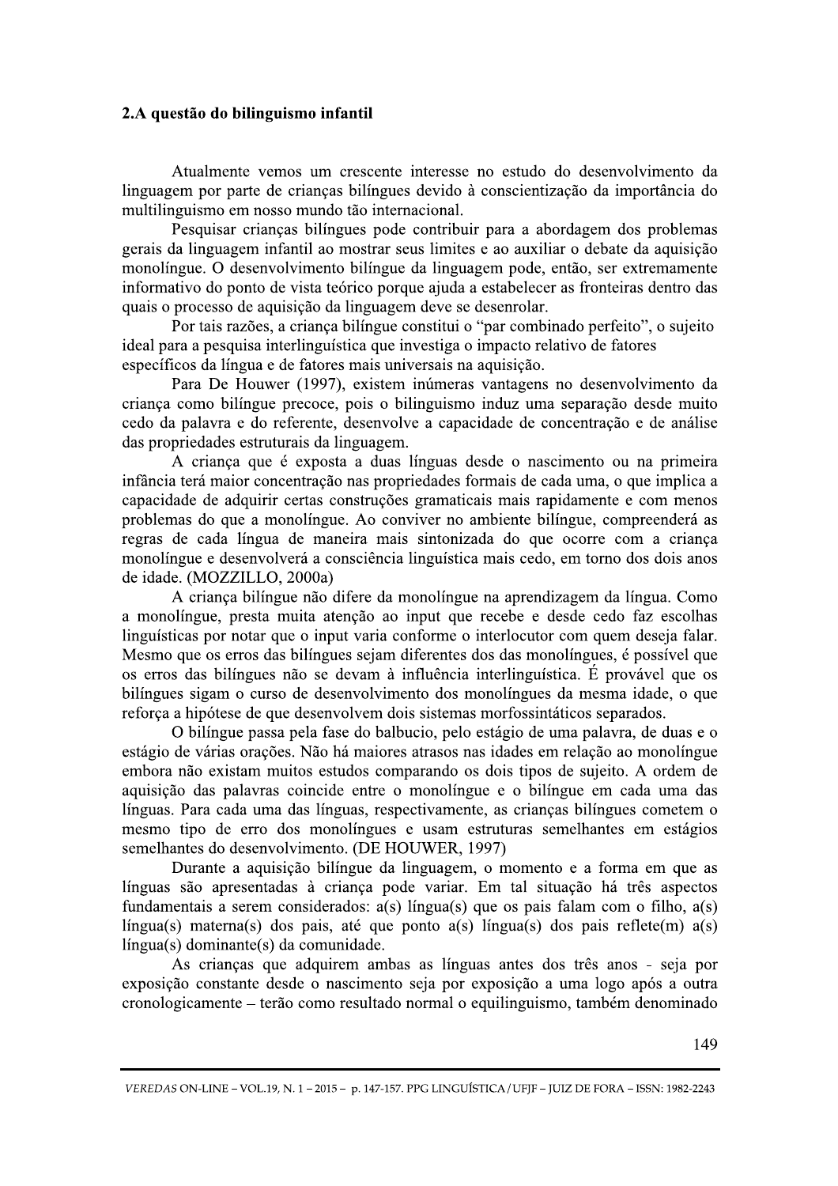## 2.A questão do bilinguismo infantil

Atualmente vemos um crescente interesse no estudo do desenvolvimento da linguagem por parte de crianças bilíngues devido à conscientização da importância do multilinguismo em nosso mundo tão internacional.

Pesquisar crianças bilíngues pode contribuir para a abordagem dos problemas gerais da linguagem infantil ao mostrar seus limites e ao auxiliar o debate da aquisição monolíngue. O desenvolvimento bilíngue da linguagem pode, então, ser extremamente informativo do ponto de vista teórico porque ajuda a estabelecer as fronteiras dentro das quais o processo de aquisição da linguagem deve se desenrolar.

Por tais razões, a criança bilíngue constitui o "par combinado perfeito", o sujeito ideal para a pesquisa interlinguística que investiga o impacto relativo de fatores específicos da língua e de fatores mais universais na aquisição.

Para De Houwer (1997), existem inúmeras vantagens no desenvolvimento da criança como bilíngue precoce, pois o bilinguismo induz uma separação desde muito cedo da palavra e do referente, desenvolve a capacidade de concentração e de análise das propriedades estruturais da linguagem.

A criança que é exposta a duas línguas desde o nascimento ou na primeira infância terá maior concentração nas propriedades formais de cada uma, o que implica a capacidade de adquirir certas construções gramaticais mais rapidamente e com menos problemas do que a monolíngue. Ao conviver no ambiente bilíngue, compreenderá as regras de cada língua de maneira mais sintonizada do que ocorre com a criança monolíngue e desenvolverá a consciência linguística mais cedo, em torno dos dois anos de idade. (MOZZILLO, 2000a)

A criança bilíngue não difere da monolíngue na aprendizagem da língua. Como a monolíngue, presta muita atenção ao input que recebe e desde cedo faz escolhas linguísticas por notar que o input varia conforme o interlocutor com quem deseja falar. Mesmo que os erros das bilíngues sejam diferentes dos das monolíngues, é possível que os erros das bilíngues não se devam à influência interlinguística. É provável que os bilíngues sigam o curso de desenvolvimento dos monolíngues da mesma idade, o que reforça a hipótese de que desenvolvem dois sistemas morfossintáticos separados.

O bilíngue passa pela fase do balbucio, pelo estágio de uma palavra, de duas e o estágio de várias orações. Não há maiores atrasos nas idades em relação ao monolíngue embora não existam muitos estudos comparando os dois tipos de sujeito. A ordem de aquisição das palavras coincide entre o monolíngue e o bilíngue em cada uma das línguas. Para cada uma das línguas, respectivamente, as crianças bilíngues cometem o mesmo tipo de erro dos monolíngues e usam estruturas semelhantes em estágios semelhantes do desenvolvimento. (DE HOUWER, 1997)

Durante a aquisição bilíngue da linguagem, o momento e a forma em que as línguas são apresentadas à criança pode variar. Em tal situação há três aspectos fundamentais a serem considerados: a(s) língua(s) que os pais falam com o filho, a(s) língua(s) materna(s) dos pais, até que ponto a(s) língua(s) dos pais reflete(m) a(s) língua(s) dominante(s) da comunidade.

As crianças que adquirem ambas as línguas antes dos três anos - seja por exposição constante desde o nascimento seja por exposição a uma logo após a outra cronologicamente – terão como resultado normal o equilinguismo, também denominado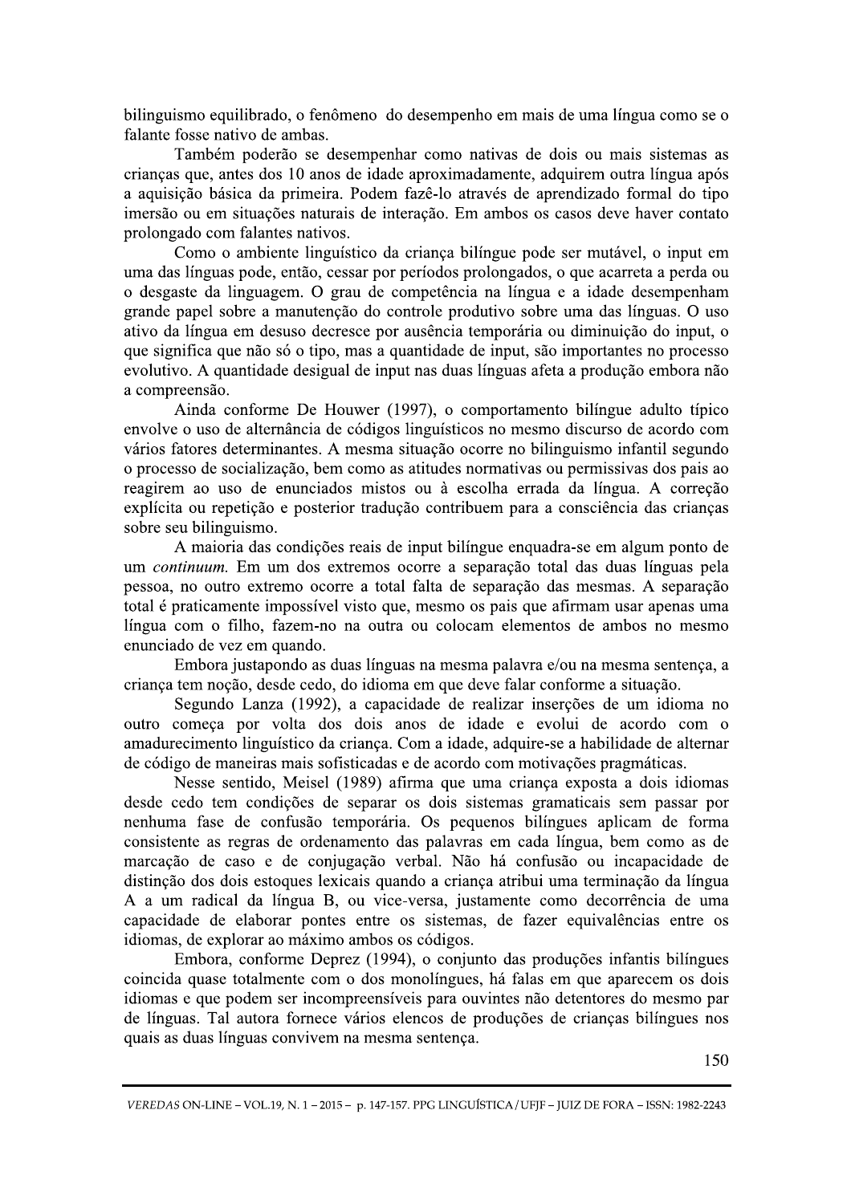bilinguismo equilibrado, o fenômeno do desempenho em mais de uma língua como se o falante fosse nativo de ambas.

Também poderão se desempenhar como nativas de dois ou mais sistemas as crianças que, antes dos 10 anos de idade aproximadamente, adquirem outra língua após a aquisição básica da primeira. Podem fazê-lo através de aprendizado formal do tipo imersão ou em situações naturais de interação. Em ambos os casos deve haver contato prolongado com falantes nativos.

Como o ambiente linguístico da criança bilíngue pode ser mutável, o input em uma das línguas pode, então, cessar por períodos prolongados, o que acarreta a perda ou o desgaste da linguagem. O grau de competência na língua e a idade desempenham grande papel sobre a manutenção do controle produtivo sobre uma das línguas. O uso ativo da língua em desuso decresce por ausência temporária ou diminuição do input, o que significa que não só o tipo, mas a quantidade de input, são importantes no processo evolutivo. A quantidade desigual de input nas duas línguas afeta a produção embora não a compreensão.

Ainda conforme De Houwer (1997), o comportamento bilíngue adulto típico envolve o uso de alternância de códigos linguísticos no mesmo discurso de acordo com vários fatores determinantes. A mesma situação ocorre no bilinguismo infantil segundo o processo de socialização, bem como as atitudes normativas ou permissivas dos pais ao reagirem ao uso de enunciados mistos ou à escolha errada da língua. A correção explícita ou repetição e posterior tradução contribuem para a consciência das crianças sobre seu bilinguismo.

A maioria das condições reais de input bilíngue enquadra-se em algum ponto de um *continuum*. Em um dos extremos ocorre a separação total das duas línguas pela pessoa, no outro extremo ocorre a total falta de separação das mesmas. A separação total é praticamente impossível visto que, mesmo os pais que afirmam usar apenas uma língua com o filho, fazem-no na outra ou colocam elementos de ambos no mesmo enunciado de vez em quando.

Embora justapondo as duas línguas na mesma palavra e/ou na mesma sentença, a criança tem noção, desde cedo, do idioma em que deve falar conforme a situação.

Segundo Lanza (1992), a capacidade de realizar inserções de um idioma no outro começa por volta dos dois anos de idade e evolui de acordo com o amadurecimento linguístico da criança. Com a idade, adquire-se a habilidade de alternar de código de maneiras mais sofisticadas e de acordo com motivações pragmáticas.

Nesse sentido, Meisel (1989) afirma que uma criança exposta a dois idiomas desde cedo tem condições de separar os dois sistemas gramaticais sem passar por nenhuma fase de confusão temporária. Os pequenos bilíngues aplicam de forma consistente as regras de ordenamento das palavras em cada língua, bem como as de marcação de caso e de conjugação verbal. Não há confusão ou incapacidade de distinção dos dois estoques lexicais quando a criança atribui uma terminação da língua A a um radical da língua B, ou vice-versa, justamente como decorrência de uma capacidade de elaborar pontes entre os sistemas, de fazer equivalências entre os idiomas, de explorar ao máximo ambos os códigos.

Embora, conforme Deprez (1994), o conjunto das produções infantis bilíngues coincida quase totalmente com o dos monolíngues, há falas em que aparecem os dois idiomas e que podem ser incompreensíveis para ouvintes não detentores do mesmo par de línguas. Tal autora fornece vários elencos de produções de crianças bilíngues nos quais as duas línguas convivem na mesma sentença.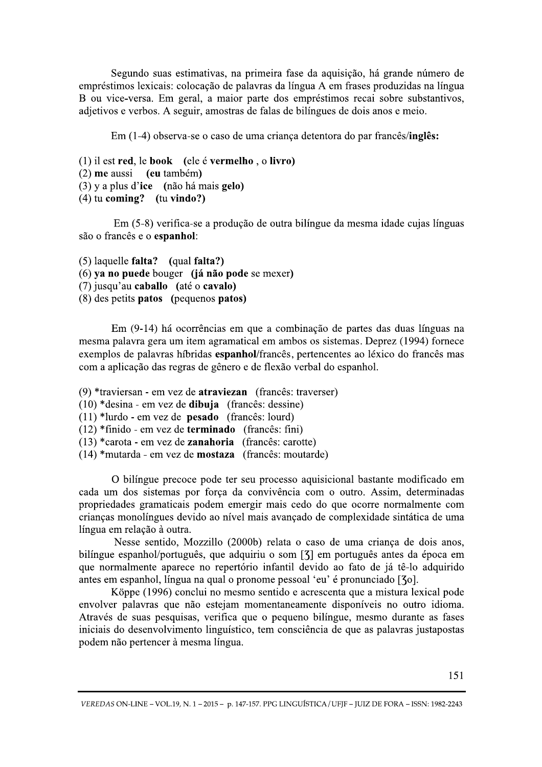Segundo suas estimativas, na primeira fase da aquisição, há grande número de empréstimos lexicais: colocação de palavras da língua A em frases produzidas na língua B ou vice-versa. Em geral, a maior parte dos empréstimos recai sobre substantivos, adjetivos e verbos. A seguir, amostras de falas de bilíngues de dois anos e meio.

Em (1-4) observa-se o caso de uma criança detentora do par francês/**inglês:**

(1) il est **red**, le **book** (ele é **vermelho** , o **livro**)
(2) **me** aussi (**eu** também)
(3) y a plus d'**ice** (não há mais **gelo**)
(4) tu **coming?** (tu **vindo?**)

Em (5-8) verifica-se a produção de outra bilíngue da mesma idade cujas línguas são o francês e o **espanhol**:

(5) laquelle **falta?** (qual **falta?**)
(6) **ya no puede** bouger (**já não pode** se mexer)
(7) jusqu'au **caballo** (até o **cavalo**)
(8) des petits **patos** (pequenos **patos**)

Em (9-14) há ocorrências em que a combinação de partes das duas línguas na mesma palavra gera um item agramatical em ambos os sistemas. Deprez (1994) fornece exemplos de palavras híbridas **espanhol**/francês, pertencentes ao léxico do francês mas com a aplicação das regras de gênero e de flexão verbal do espanhol.

(9) *traviersan - em vez de **atraviezan** (francês: traverser)
(10) *desina - em vez de **dibuja** (francês: dessine)
(11) *lurdo - em vez de **pesado** (francês: lourd)
(12) *finido - em vez de **terminado** (francês: fini)
(13) *carota - em vez de **zanahoria** (francês: carotte)
(14) *mutarda - em vez de **mostaza** (francês: moutarde)

O bilíngue precoce pode ter seu processo aquisicional bastante modificado em cada um dos sistemas por força da convivência com o outro. Assim, determinadas propriedades gramaticais podem emergir mais cedo do que ocorre normalmente com crianças monolíngues devido ao nível mais avançado de complexidade sintática de uma língua em relação à outra.

Nesse sentido, Mozzillo (2000b) relata o caso de uma criança de dois anos, bilíngue espanhol/português, que adquiriu o som [ʒ] em português antes da época em que normalmente aparece no repertório infantil devido ao fato de já tê-lo adquirido antes em espanhol, língua na qual o pronome pessoal 'eu' é pronunciado [ʒo].

Köppe (1996) conclui no mesmo sentido e acrescenta que a mistura lexical pode envolver palavras que não estejam momentaneamente disponíveis no outro idioma. Através de suas pesquisas, verifica que o pequeno bilíngue, mesmo durante as fases iniciais do desenvolvimento linguístico, tem consciência de que as palavras justapostas podem não pertencer à mesma língua.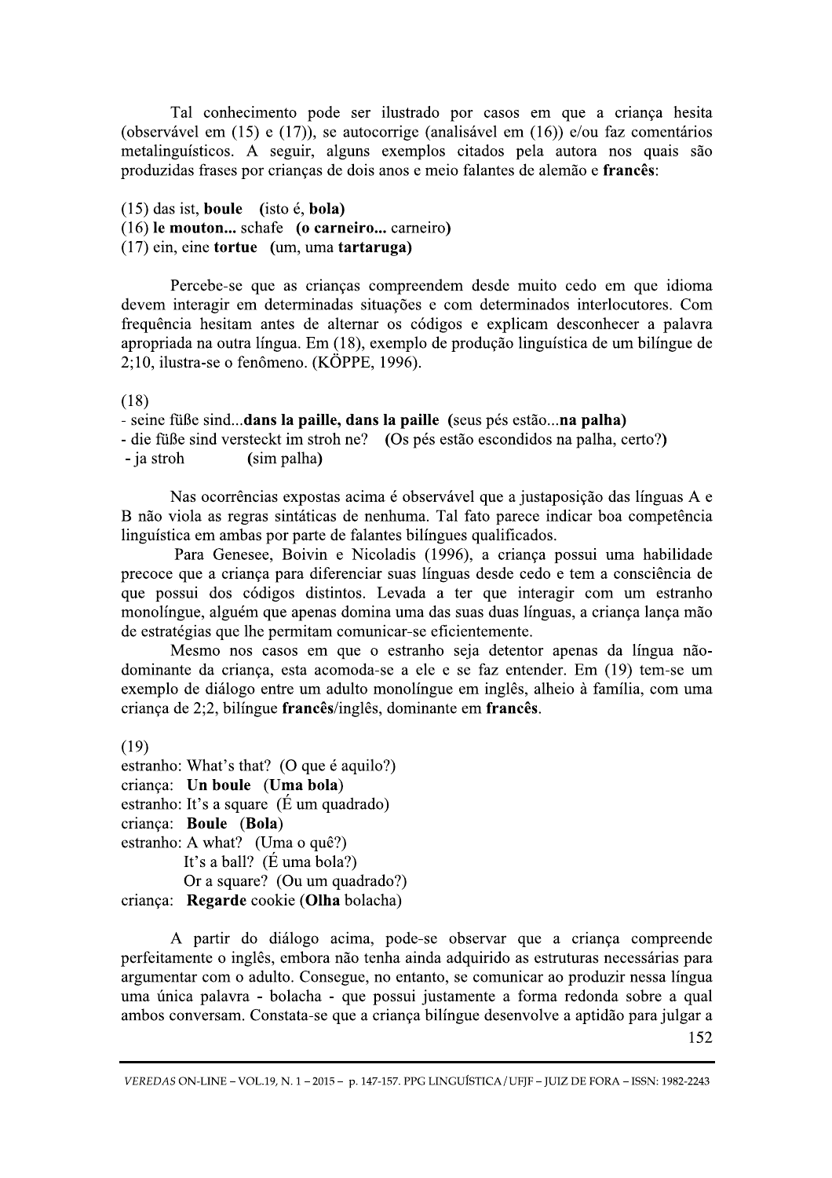Tal conhecimento pode ser ilustrado por casos em que a criança hesita (observável em (15) e (17)), se autocorrige (analisável em (16)) e/ou faz comentários metalinguísticos. A seguir, alguns exemplos citados pela autora nos quais são produzidas frases por crianças de dois anos e meio falantes de alemão e **francês**:

(15) das ist, **boule** (isto é, **bola)**
(16) **le mouton...** schafe **(o carneiro...** carneiro**)**
(17) ein, eine **tortue** (um, uma **tartaruga)**

Percebe-se que as crianças compreendem desde muito cedo em que idioma devem interagir em determinadas situações e com determinados interlocutores. Com frequência hesitam antes de alternar os códigos e explicam desconhecer a palavra apropriada na outra língua. Em (18), exemplo de produção linguística de um bilíngue de 2;10, ilustra-se o fenômeno. (KÖPPE, 1996).

(18)
- seine füße sind...**dans la paille, dans la paille** (seus pés estão...**na palha)**
- die füße sind versteckt im stroh ne? (Os pés estão escondidos na palha, certo?**)**
- ja stroh (sim palha**)**

Nas ocorrências expostas acima é observável que a justaposição das línguas A e B não viola as regras sintáticas de nenhuma. Tal fato parece indicar boa competência linguística em ambas por parte de falantes bilíngues qualificados.

Para Genesee, Boivin e Nicoladis (1996), a criança possui uma habilidade precoce que a criança para diferenciar suas línguas desde cedo e tem a consciência de que possui dos códigos distintos. Levada a ter que interagir com um estranho monolíngue, alguém que apenas domina uma das suas duas línguas, a criança lança mão de estratégias que lhe permitam comunicar-se eficientemente.

Mesmo nos casos em que o estranho seja detentor apenas da língua não-dominante da criança, esta acomoda-se a ele e se faz entender. Em (19) tem-se um exemplo de diálogo entre um adulto monolíngue em inglês, alheio à família, com uma criança de 2;2, bilíngue **francês**/inglês, dominante em **francês**.

(19)
estranho: What's that? (O que é aquilo?)
criança: **Un boule** (**Uma bola**)
estranho: It's a square (É um quadrado)
criança: **Boule** (**Bola**)
estranho: A what? (Uma o quê?)
It's a ball? (É uma bola?)
Or a square? (Ou um quadrado?)
criança: **Regarde** cookie (**Olha** bolacha)

A partir do diálogo acima, pode-se observar que a criança compreende perfeitamente o inglês, embora não tenha ainda adquirido as estruturas necessárias para argumentar com o adulto. Consegue, no entanto, se comunicar ao produzir nessa língua uma única palavra - bolacha - que possui justamente a forma redonda sobre a qual ambos conversam. Constata-se que a criança bilíngue desenvolve a aptidão para julgar a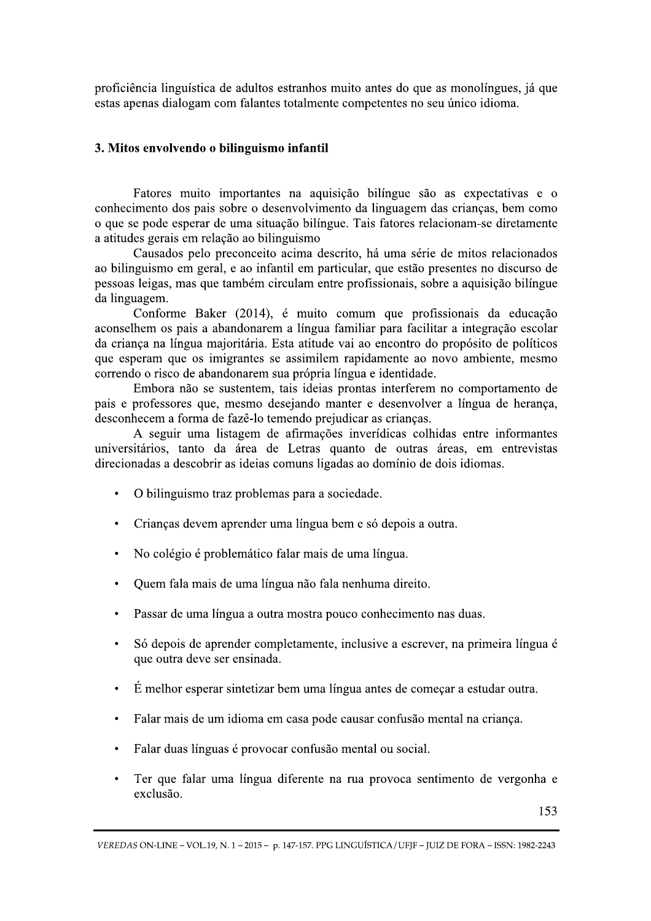proficiência linguística de adultos estranhos muito antes do que as monolíngues, já que estas apenas dialogam com falantes totalmente competentes no seu único idioma.

## 3. Mitos envolvendo o bilinguismo infantil

Fatores muito importantes na aquisição bilíngue são as expectativas e o conhecimento dos pais sobre o desenvolvimento da linguagem das crianças, bem como o que se pode esperar de uma situação bilíngue. Tais fatores relacionam-se diretamente a atitudes gerais em relação ao bilinguismo

Causados pelo preconceito acima descrito, há uma série de mitos relacionados ao bilinguismo em geral, e ao infantil em particular, que estão presentes no discurso de pessoas leigas, mas que também circulam entre profissionais, sobre a aquisição bilíngue da linguagem.

Conforme Baker (2014), é muito comum que profissionais da educação aconselhem os pais a abandonarem a língua familiar para facilitar a integração escolar da criança na língua majoritária. Esta atitude vai ao encontro do propósito de políticos que esperam que os imigrantes se assimilem rapidamente ao novo ambiente, mesmo correndo o risco de abandonarem sua própria língua e identidade.

Embora não se sustentem, tais ideias prontas interferem no comportamento de pais e professores que, mesmo desejando manter e desenvolver a língua de herança, desconhecem a forma de fazê-lo temendo prejudicar as crianças.

A seguir uma listagem de afirmações inverídicas colhidas entre informantes universitários, tanto da área de Letras quanto de outras áreas, em entrevistas direcionadas a descobrir as ideias comuns ligadas ao domínio de dois idiomas.

- O bilinguismo traz problemas para a sociedade.
- Crianças devem aprender uma língua bem e só depois a outra.
- No colégio é problemático falar mais de uma língua.
- Quem fala mais de uma língua não fala nenhuma direito.
- Passar de uma língua a outra mostra pouco conhecimento nas duas.
- Só depois de aprender completamente, inclusive a escrever, na primeira língua é que outra deve ser ensinada.
- É melhor esperar sintetizar bem uma língua antes de começar a estudar outra.
- Falar mais de um idioma em casa pode causar confusão mental na criança.
- Falar duas línguas é provocar confusão mental ou social.
- Ter que falar uma língua diferente na rua provoca sentimento de vergonha e exclusão.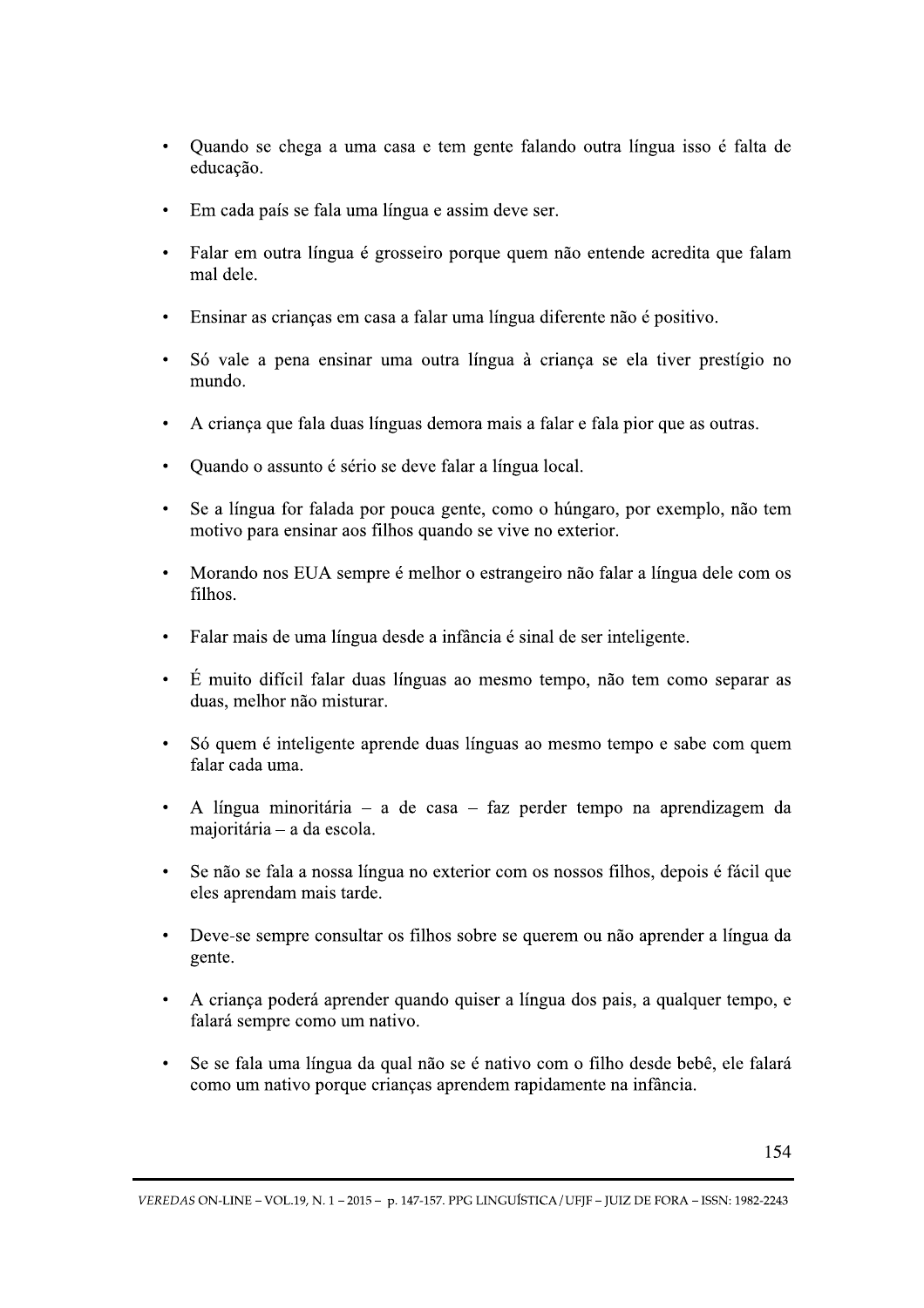- Quando se chega a uma casa e tem gente falando outra língua isso é falta de educação.
- Em cada país se fala uma língua e assim deve ser.
- Falar em outra língua é grosseiro porque quem não entende acredita que falam mal dele.
- Ensinar as crianças em casa a falar uma língua diferente não é positivo.
- Só vale a pena ensinar uma outra língua à criança se ela tiver prestígio no mundo.
- A criança que fala duas línguas demora mais a falar e fala pior que as outras.
- Quando o assunto é sério se deve falar a língua local.
- Se a língua for falada por pouca gente, como o húngaro, por exemplo, não tem motivo para ensinar aos filhos quando se vive no exterior.
- Morando nos EUA sempre é melhor o estrangeiro não falar a língua dele com os filhos.
- Falar mais de uma língua desde a infância é sinal de ser inteligente.
- É muito difícil falar duas línguas ao mesmo tempo, não tem como separar as duas, melhor não misturar.
- Só quem é inteligente aprende duas línguas ao mesmo tempo e sabe com quem falar cada uma.
- A língua minoritária – a de casa – faz perder tempo na aprendizagem da majoritária – a da escola.
- Se não se fala a nossa língua no exterior com os nossos filhos, depois é fácil que eles aprendam mais tarde.
- Deve-se sempre consultar os filhos sobre se querem ou não aprender a língua da gente.
- A criança poderá aprender quando quiser a língua dos pais, a qualquer tempo, e falará sempre como um nativo.
- Se se fala uma língua da qual não se é nativo com o filho desde bebê, ele falará como um nativo porque crianças aprendem rapidamente na infância.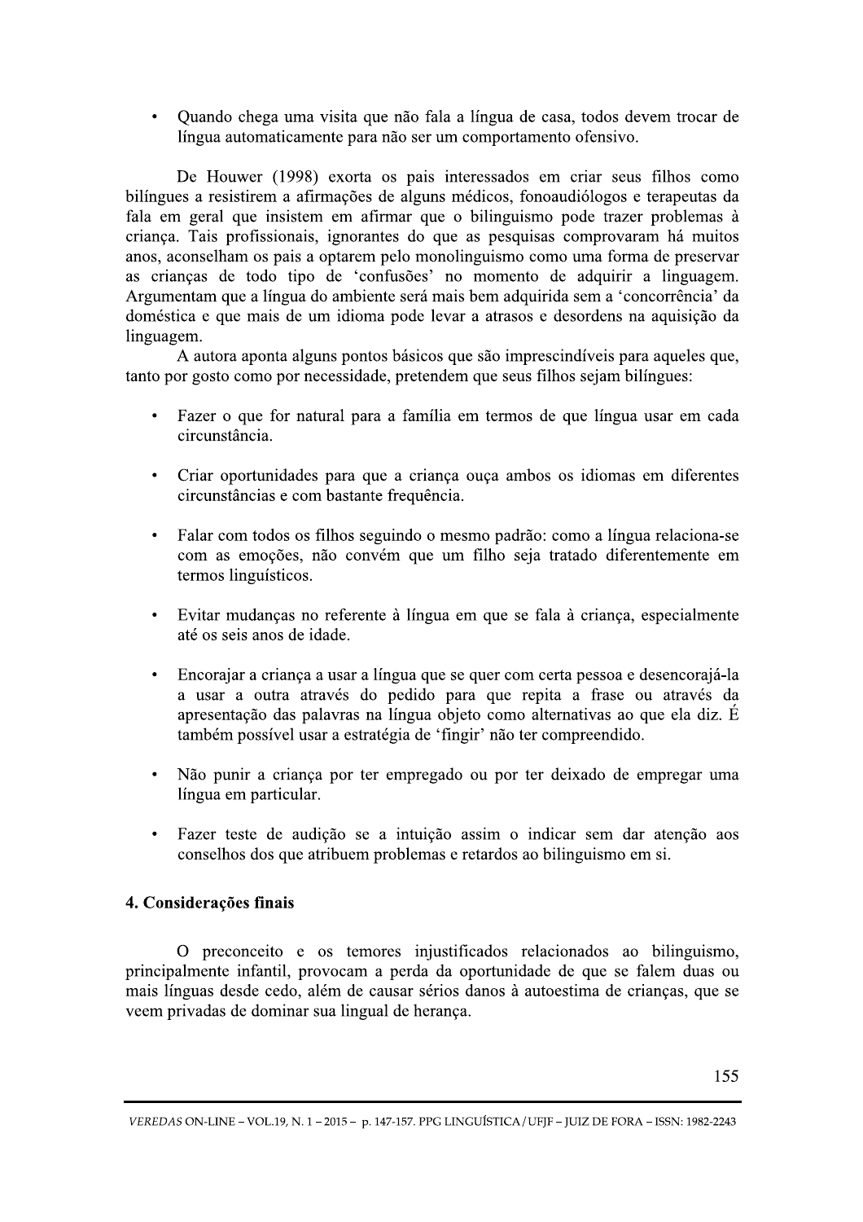- Quando chega uma visita que não fala a língua de casa, todos devem trocar de língua automaticamente para não ser um comportamento ofensivo.

De Houwer (1998) exorta os pais interessados em criar seus filhos como bilíngues a resistirem a afirmações de alguns médicos, fonoaudiólogos e terapeutas da fala em geral que insistem em afirmar que o bilinguismo pode trazer problemas à criança. Tais profissionais, ignorantes do que as pesquisas comprovaram há muitos anos, aconselham os pais a optarem pelo monolinguismo como uma forma de preservar as crianças de todo tipo de 'confusões' no momento de adquirir a linguagem. Argumentam que a língua do ambiente será mais bem adquirida sem a 'concorrência' da doméstica e que mais de um idioma pode levar a atrasos e desordens na aquisição da linguagem.

A autora aponta alguns pontos básicos que são imprescindíveis para aqueles que, tanto por gosto como por necessidade, pretendem que seus filhos sejam bilíngues:

- Fazer o que for natural para a família em termos de que língua usar em cada circunstância.

- Criar oportunidades para que a criança ouça ambos os idiomas em diferentes circunstâncias e com bastante frequência.

- Falar com todos os filhos seguindo o mesmo padrão: como a língua relaciona-se com as emoções, não convém que um filho seja tratado diferentemente em termos linguísticos.

- Evitar mudanças no referente à língua em que se fala à criança, especialmente até os seis anos de idade.

- Encorajar a criança a usar a língua que se quer com certa pessoa e desencorajá-la a usar a outra através do pedido para que repita a frase ou através da apresentação das palavras na língua objeto como alternativas ao que ela diz. É também possível usar a estratégia de 'fingir' não ter compreendido.

- Não punir a criança por ter empregado ou por ter deixado de empregar uma língua em particular.

- Fazer teste de audição se a intuição assim o indicar sem dar atenção aos conselhos dos que atribuem problemas e retardos ao bilinguismo em si.

## 4. Considerações finais

O preconceito e os temores injustificados relacionados ao bilinguismo, principalmente infantil, provocam a perda da oportunidade de que se falem duas ou mais línguas desde cedo, além de causar sérios danos à autoestima de crianças, que se veem privadas de dominar sua lingual de herança.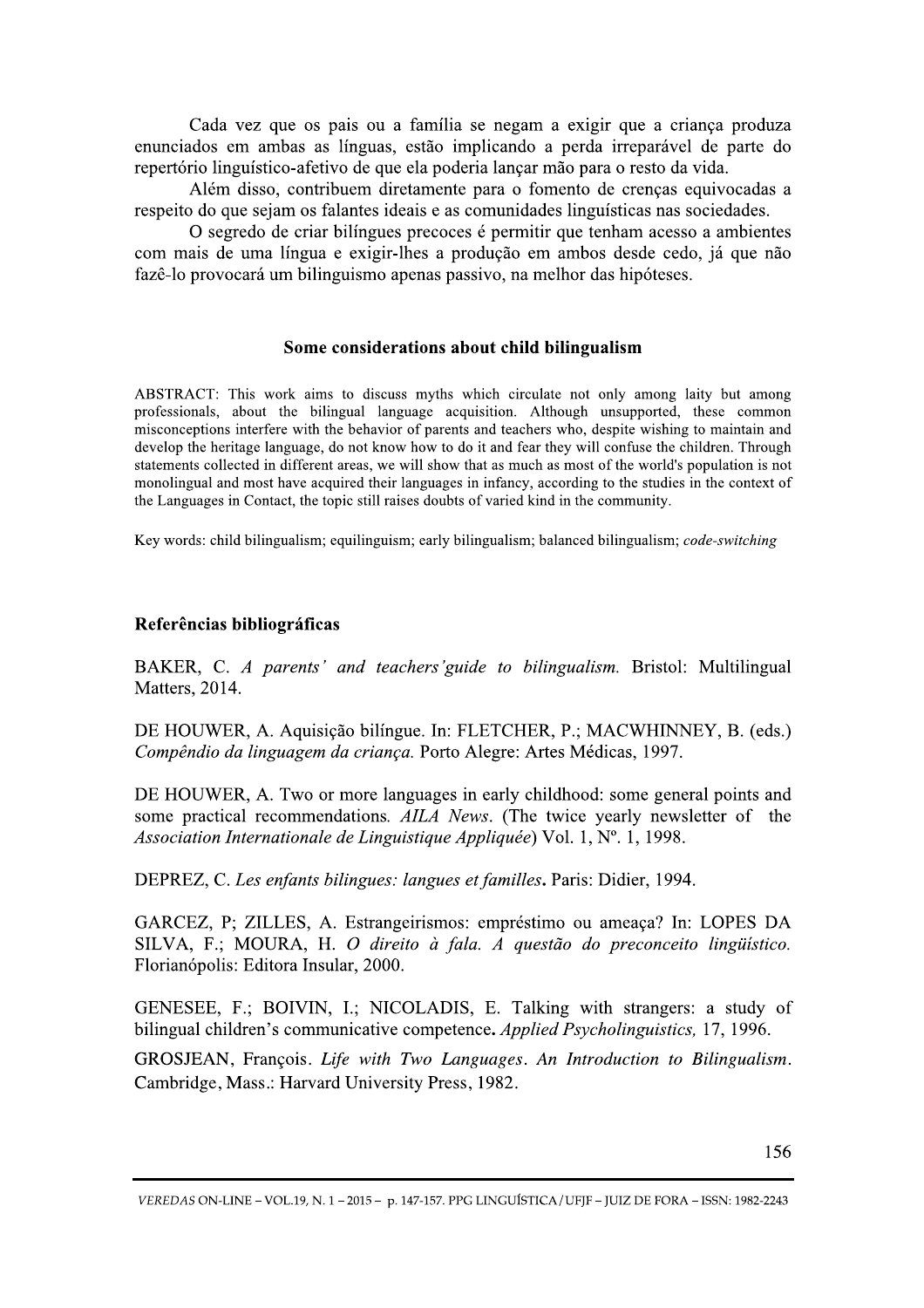Cada vez que os pais ou a família se negam a exigir que a criança produza enunciados em ambas as línguas, estão implicando a perda irreparável de parte do repertório linguístico-afetivo de que ela poderia lançar mão para o resto da vida.

Além disso, contribuem diretamente para o fomento de crenças equivocadas a respeito do que sejam os falantes ideais e as comunidades linguísticas nas sociedades.

O segredo de criar bilíngues precoces é permitir que tenham acesso a ambientes com mais de uma língua e exigir-lhes a produção em ambos desde cedo, já que não fazê-lo provocará um bilinguismo apenas passivo, na melhor das hipóteses.

### Some considerations about child bilingualism

ABSTRACT: This work aims to discuss myths which circulate not only among laity but among professionals, about the bilingual language acquisition. Although unsupported, these common misconceptions interfere with the behavior of parents and teachers who, despite wishing to maintain and develop the heritage language, do not know how to do it and fear they will confuse the children. Through statements collected in different areas, we will show that as much as most of the world's population is not monolingual and most have acquired their languages in infancy, according to the studies in the context of the Languages in Contact, the topic still raises doubts of varied kind in the community.

Key words: child bilingualism; equilinguism; early bilingualism; balanced bilingualism; *code-switching*

### Referências bibliográficas

BAKER, C. *A parents' and teachers'guide to bilingualism.* Bristol: Multilingual Matters, 2014.

DE HOUWER, A. Aquisição bilíngue. In: FLETCHER, P.; MACWHINNEY, B. (eds.) *Compêndio da linguagem da criança.* Porto Alegre: Artes Médicas, 1997.

DE HOUWER, A. Two or more languages in early childhood: some general points and some practical recommendations. *AILA News*. (The twice yearly newsletter of the *Association Internationale de Linguistique Appliquée*) Vol. 1, Nº. 1, 1998.

DEPREZ, C. *Les enfants bilingues: langues et familles***.** Paris: Didier, 1994.

GARCEZ, P; ZILLES, A. Estrangeirismos: empréstimo ou ameaça? In: LOPES DA SILVA, F.; MOURA, H. *O direito à fala. A questão do preconceito lingüístico.* Florianópolis: Editora Insular, 2000.

GENESEE, F.; BOIVIN, I.; NICOLADIS, E. Talking with strangers: a study of bilingual children's communicative competence**.** *Applied Psycholinguistics,* 17, 1996.

GROSJEAN, François. *Life with Two Languages. An Introduction to Bilingualism*. Cambridge, Mass.: Harvard University Press, 1982.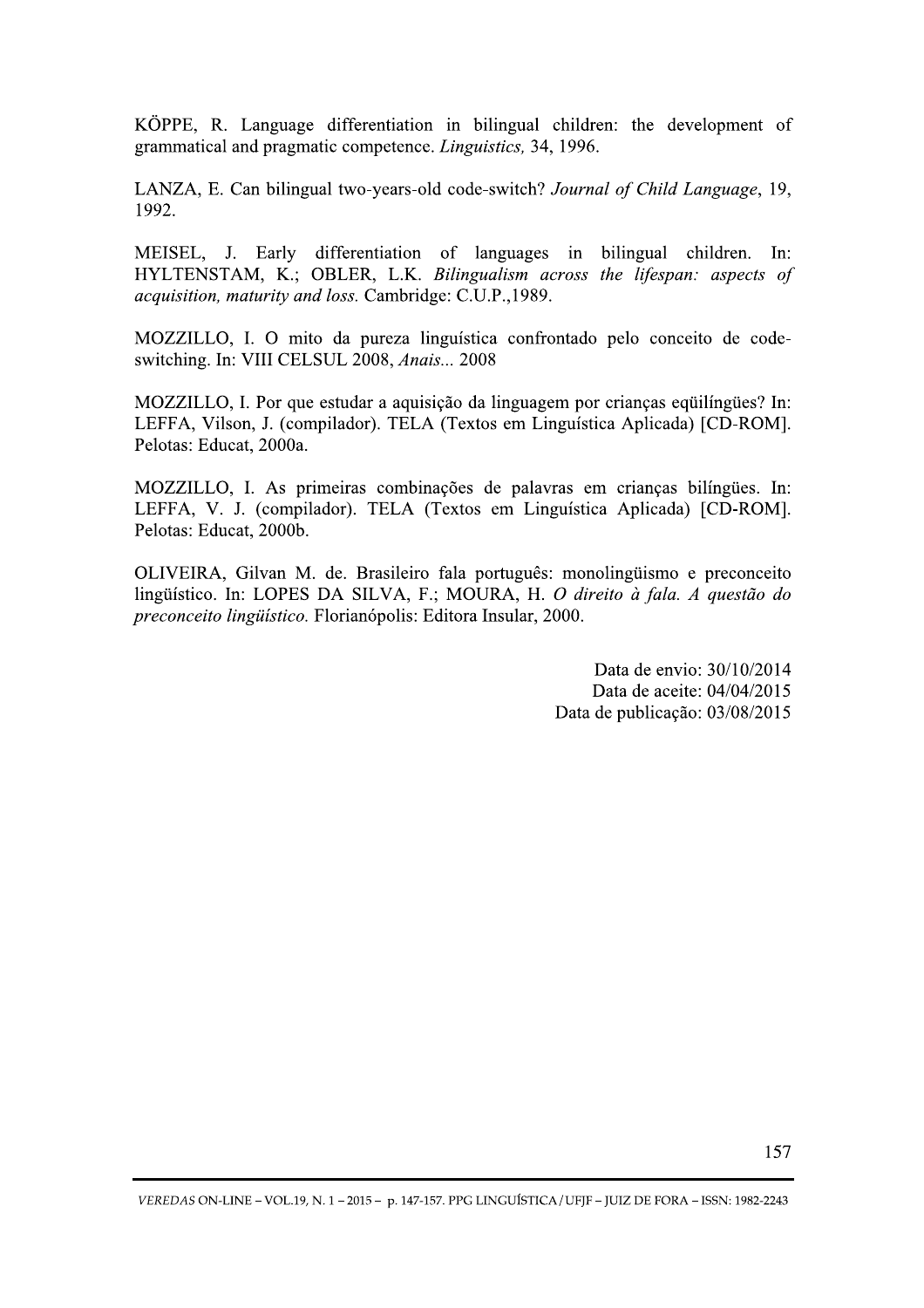KÖPPE, R. Language differentiation in bilingual children: the development of grammatical and pragmatic competence. *Linguistics,* 34, 1996.

LANZA, E. Can bilingual two-years-old code-switch? *Journal of Child Language*, 19, 1992.

MEISEL, J. Early differentiation of languages in bilingual children. In: HYLTENSTAM, K.; OBLER, L.K. *Bilingualism across the lifespan: aspects of acquisition, maturity and loss.* Cambridge: C.U.P.,1989.

MOZZILLO, I. O mito da pureza linguística confrontado pelo conceito de code-switching. In: VIII CELSUL 2008, *Anais...* 2008

MOZZILLO, I. Por que estudar a aquisição da linguagem por crianças eqüilíngües? In: LEFFA, Vilson, J. (compilador). TELA (Textos em Linguística Aplicada) [CD-ROM]. Pelotas: Educat, 2000a.

MOZZILLO, I. As primeiras combinações de palavras em crianças bilíngües. In: LEFFA, V. J. (compilador). TELA (Textos em Linguística Aplicada) [CD-ROM]. Pelotas: Educat, 2000b.

OLIVEIRA, Gilvan M. de. Brasileiro fala português: monolingüismo e preconceito lingüístico. In: LOPES DA SILVA, F.; MOURA, H. *O direito à fala. A questão do preconceito lingüístico.* Florianópolis: Editora Insular, 2000.

Data de envio: 30/10/2014
Data de aceite: 04/04/2015
Data de publicação: 03/08/2015